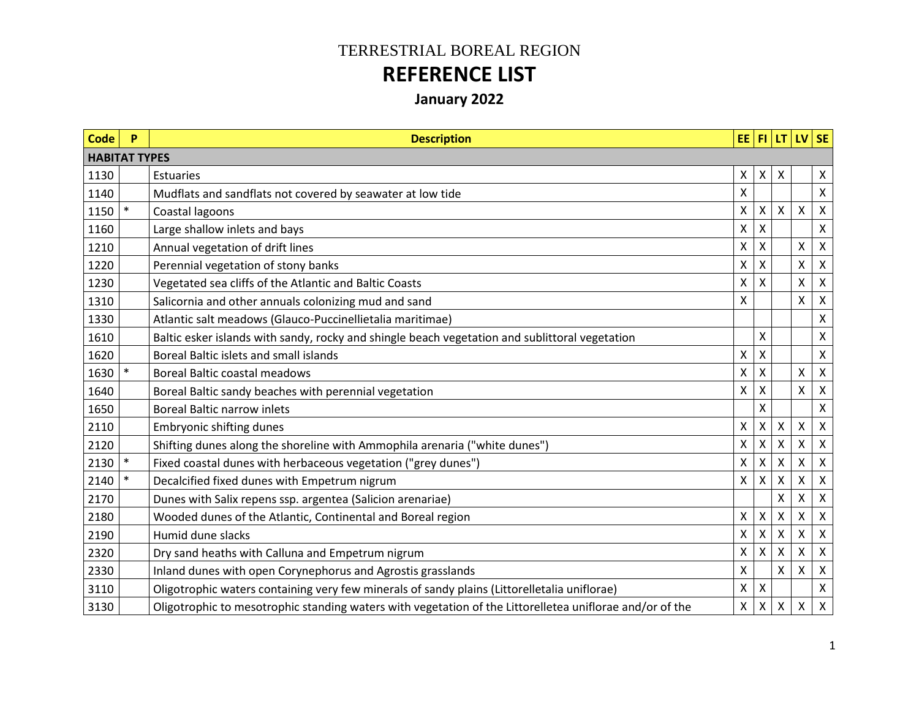TERRESTRIAL BOREAL REGION

# REFERENCE LIST

## January 2022

| Code | P | Description | EE | FI | LT | LV | SE |
|---|---|---|---|---|---|---|---|
| **HABITAT TYPES** | | | | | | | |
| 1130 | | Estuaries | X | X | X | | X |
| 1140 | | Mudflats and sandflats not covered by seawater at low tide | X | | | | X |
| 1150 | * | Coastal lagoons | X | X | X | X | X |
| 1160 | | Large shallow inlets and bays | X | X | | | X |
| 1210 | | Annual vegetation of drift lines | X | X | | X | X |
| 1220 | | Perennial vegetation of stony banks | X | X | | X | X |
| 1230 | | Vegetated sea cliffs of the Atlantic and Baltic Coasts | X | X | | X | X |
| 1310 | | Salicornia and other annuals colonizing mud and sand | X | | | X | X |
| 1330 | | Atlantic salt meadows (Glauco-Puccinellietalia maritimae) | | | | | X |
| 1610 | | Baltic esker islands with sandy, rocky and shingle beach vegetation and sublittoral vegetation | | X | | | X |
| 1620 | | Boreal Baltic islets and small islands | X | X | | | X |
| 1630 | * | Boreal Baltic coastal meadows | X | X | | X | X |
| 1640 | | Boreal Baltic sandy beaches with perennial vegetation | X | X | | X | X |
| 1650 | | Boreal Baltic narrow inlets | | X | | | X |
| 2110 | | Embryonic shifting dunes | X | X | X | X | X |
| 2120 | | Shifting dunes along the shoreline with Ammophila arenaria ("white dunes") | X | X | X | X | X |
| 2130 | * | Fixed coastal dunes with herbaceous vegetation ("grey dunes") | X | X | X | X | X |
| 2140 | * | Decalcified fixed dunes with Empetrum nigrum | X | X | X | X | X |
| 2170 | | Dunes with Salix repens ssp. argentea (Salicion arenariae) | | | X | X | X |
| 2180 | | Wooded dunes of the Atlantic, Continental and Boreal region | X | X | X | X | X |
| 2190 | | Humid dune slacks | X | X | X | X | X |
| 2320 | | Dry sand heaths with Calluna and Empetrum nigrum | X | X | X | X | X |
| 2330 | | Inland dunes with open Corynephorus and Agrostis grasslands | X | | X | X | X |
| 3110 | | Oligotrophic waters containing very few minerals of sandy plains (Littorelletalia uniflorae) | X | X | | | X |
| 3130 | | Oligotrophic to mesotrophic standing waters with vegetation of the Littorelletea uniflorae and/or of the | X | X | X | X | X |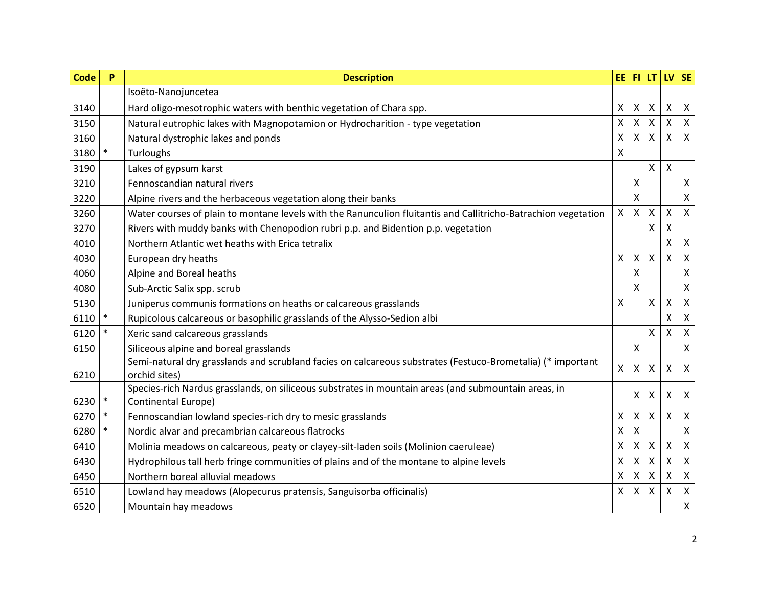| Code | P | Description | EE | FI | LT | LV | SE |
|---|---|---|---|---|---|---|---|
| | | Isoëto-Nanojuncetea | | | | | |
| 3140 | | Hard oligo-mesotrophic waters with benthic vegetation of Chara spp. | X | X | X | X | X |
| 3150 | | Natural eutrophic lakes with Magnopotamion or Hydrocharition - type vegetation | X | X | X | X | X |
| 3160 | | Natural dystrophic lakes and ponds | X | X | X | X | X |
| 3180 | * | Turloughs | X | | | | |
| 3190 | | Lakes of gypsum karst | | | X | X | |
| 3210 | | Fennoscandian natural rivers | | X | | | X |
| 3220 | | Alpine rivers and the herbaceous vegetation along their banks | | X | | | X |
| 3260 | | Water courses of plain to montane levels with the Ranunculion fluitantis and Callitricho-Batrachion vegetation | X | X | X | X | X |
| 3270 | | Rivers with muddy banks with Chenopodion rubri p.p. and Bidention p.p. vegetation | | | X | X | |
| 4010 | | Northern Atlantic wet heaths with Erica tetralix | | | | X | X |
| 4030 | | European dry heaths | X | X | X | X | X |
| 4060 | | Alpine and Boreal heaths | | X | | | X |
| 4080 | | Sub-Arctic Salix spp. scrub | | X | | | X |
| 5130 | | Juniperus communis formations on heaths or calcareous grasslands | X | | X | X | X |
| 6110 | * | Rupicolous calcareous or basophilic grasslands of the Alysso-Sedion albi | | | | X | X |
| 6120 | * | Xeric sand calcareous grasslands | | | X | X | X |
| 6150 | | Siliceous alpine and boreal grasslands | | X | | | X |
| 6210 | | Semi-natural dry grasslands and scrubland facies on calcareous substrates (Festuco-Brometalia) (* important orchid sites) | X | X | X | X | X |
| 6230 | * | Species-rich Nardus grasslands, on siliceous substrates in mountain areas (and submountain areas, in Continental Europe) | | X | X | X | X |
| 6270 | * | Fennoscandian lowland species-rich dry to mesic grasslands | X | X | X | X | X |
| 6280 | * | Nordic alvar and precambrian calcareous flatrocks | X | X | | | X |
| 6410 | | Molinia meadows on calcareous, peaty or clayey-silt-laden soils (Molinion caeruleae) | X | X | X | X | X |
| 6430 | | Hydrophilous tall herb fringe communities of plains and of the montane to alpine levels | X | X | X | X | X |
| 6450 | | Northern boreal alluvial meadows | X | X | X | X | X |
| 6510 | | Lowland hay meadows (Alopecurus pratensis, Sanguisorba officinalis) | X | X | X | X | X |
| 6520 | | Mountain hay meadows | | | | | X |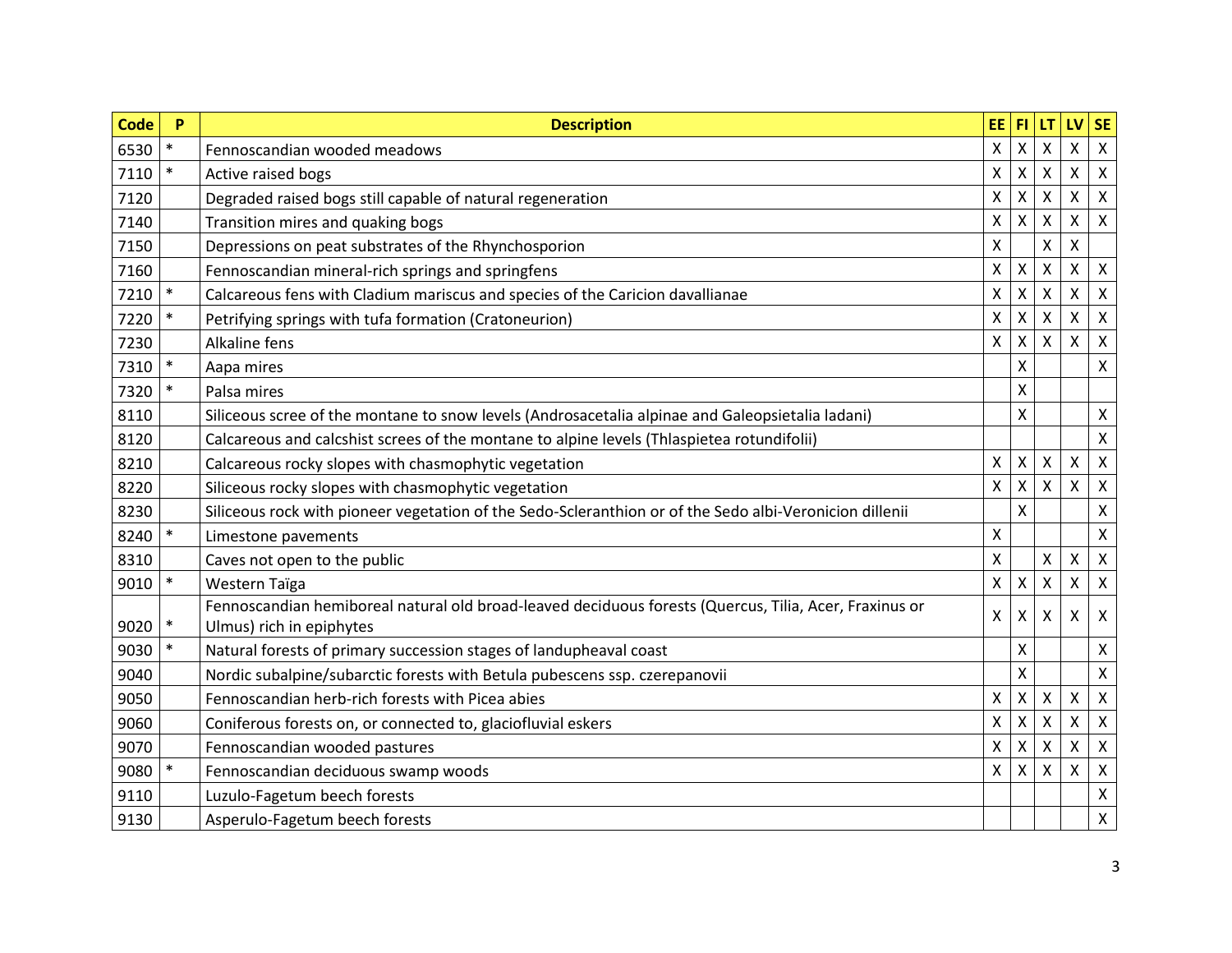| Code | P | Description | EE | FI | LT | LV | SE |
|---|---|---|---|---|---|---|---|
| 6530 | * | Fennoscandian wooded meadows | X | X | X | X | X |
| 7110 | * | Active raised bogs | X | X | X | X | X |
| 7120 | | Degraded raised bogs still capable of natural regeneration | X | X | X | X | X |
| 7140 | | Transition mires and quaking bogs | X | X | X | X | X |
| 7150 | | Depressions on peat substrates of the Rhynchosporion | X | | X | X | |
| 7160 | | Fennoscandian mineral-rich springs and springfens | X | X | X | X | X |
| 7210 | * | Calcareous fens with Cladium mariscus and species of the Caricion davallianae | X | X | X | X | X |
| 7220 | * | Petrifying springs with tufa formation (Cratoneurion) | X | X | X | X | X |
| 7230 | | Alkaline fens | X | X | X | X | X |
| 7310 | * | Aapa mires | | X | | | X |
| 7320 | * | Palsa mires | | X | | | |
| 8110 | | Siliceous scree of the montane to snow levels (Androsacetalia alpinae and Galeopsietalia ladani) | | X | | | X |
| 8120 | | Calcareous and calcshist screes of the montane to alpine levels (Thlaspietea rotundifolii) | | | | | X |
| 8210 | | Calcareous rocky slopes with chasmophytic vegetation | X | X | X | X | X |
| 8220 | | Siliceous rocky slopes with chasmophytic vegetation | X | X | X | X | X |
| 8230 | | Siliceous rock with pioneer vegetation of the Sedo-Scleranthion or of the Sedo albi-Veronicion dillenii | | X | | | X |
| 8240 | * | Limestone pavements | X | | | | X |
| 8310 | | Caves not open to the public | X | | X | X | X |
| 9010 | * | Western Taïga | X | X | X | X | X |
| 9020 | * | Fennoscandian hemiboreal natural old broad-leaved deciduous forests (Quercus, Tilia, Acer, Fraxinus or Ulmus) rich in epiphytes | X | X | X | X | X |
| 9030 | * | Natural forests of primary succession stages of landupheaval coast | | X | | | X |
| 9040 | | Nordic subalpine/subarctic forests with Betula pubescens ssp. czerepanovii | | X | | | X |
| 9050 | | Fennoscandian herb-rich forests with Picea abies | X | X | X | X | X |
| 9060 | | Coniferous forests on, or connected to, glaciofluvial eskers | X | X | X | X | X |
| 9070 | | Fennoscandian wooded pastures | X | X | X | X | X |
| 9080 | * | Fennoscandian deciduous swamp woods | X | X | X | X | X |
| 9110 | | Luzulo-Fagetum beech forests | | | | | X |
| 9130 | | Asperulo-Fagetum beech forests | | | | | X |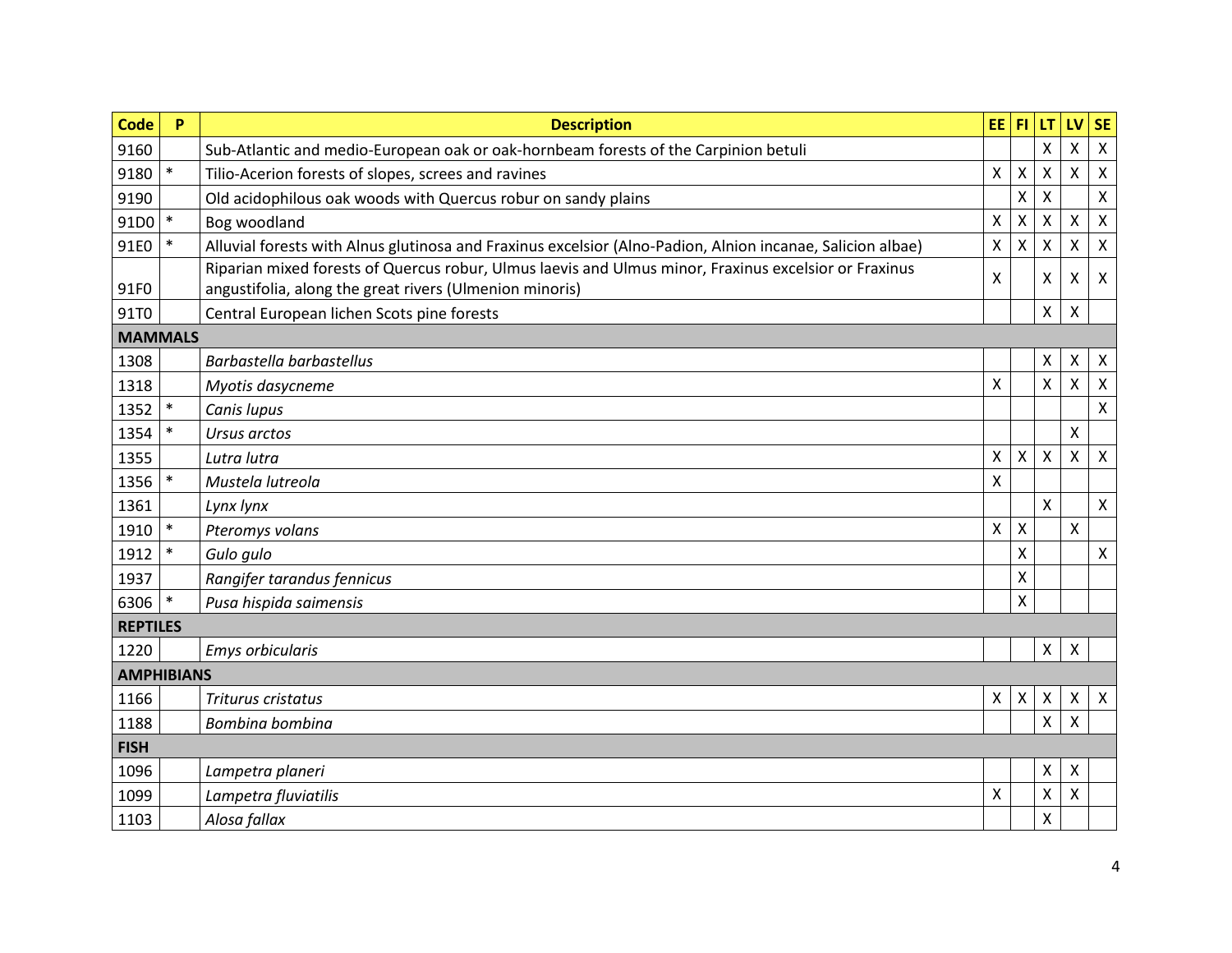| Code | P | Description | EE | FI | LT | LV | SE |
|---|---|---|---|---|---|---|---|
| 9160 | | Sub-Atlantic and medio-European oak or oak-hornbeam forests of the Carpinion betuli | | | X | X | X |
| 9180 | * | Tilio-Acerion forests of slopes, screes and ravines | X | X | X | X | X |
| 9190 | | Old acidophilous oak woods with Quercus robur on sandy plains | | X | X | | X |
| 91D0 | * | Bog woodland | X | X | X | X | X |
| 91E0 | * | Alluvial forests with Alnus glutinosa and Fraxinus excelsior (Alno-Padion, Alnion incanae, Salicion albae) | X | X | X | X | X |
| 91F0 | | Riparian mixed forests of Quercus robur, Ulmus laevis and Ulmus minor, Fraxinus excelsior or Fraxinus angustifolia, along the great rivers (Ulmenion minoris) | X | | X | X | X |
| 91T0 | | Central European lichen Scots pine forests | | | X | X | |
| **MAMMALS** | | | | | | | |
| 1308 | | *Barbastella barbastellus* | | | X | X | X |
| 1318 | | *Myotis dasycneme* | X | | X | X | X |
| 1352 | * | *Canis lupus* | | | | | X |
| 1354 | * | *Ursus arctos* | | | | X | |
| 1355 | | *Lutra lutra* | X | X | X | X | X |
| 1356 | * | *Mustela lutreola* | X | | | | |
| 1361 | | *Lynx lynx* | | | X | | X |
| 1910 | * | *Pteromys volans* | X | X | | X | |
| 1912 | * | *Gulo gulo* | | X | | | X |
| 1937 | | *Rangifer tarandus fennicus* | | X | | | |
| 6306 | * | *Pusa hispida saimensis* | | X | | | |
| **REPTILES** | | | | | | | |
| 1220 | | *Emys orbicularis* | | | X | X | |
| **AMPHIBIANS** | | | | | | | |
| 1166 | | *Triturus cristatus* | X | X | X | X | X |
| 1188 | | *Bombina bombina* | | | X | X | |
| **FISH** | | | | | | | |
| 1096 | | *Lampetra planeri* | | | X | X | |
| 1099 | | *Lampetra fluviatilis* | X | | X | X | |
| 1103 | | *Alosa fallax* | | | X | | |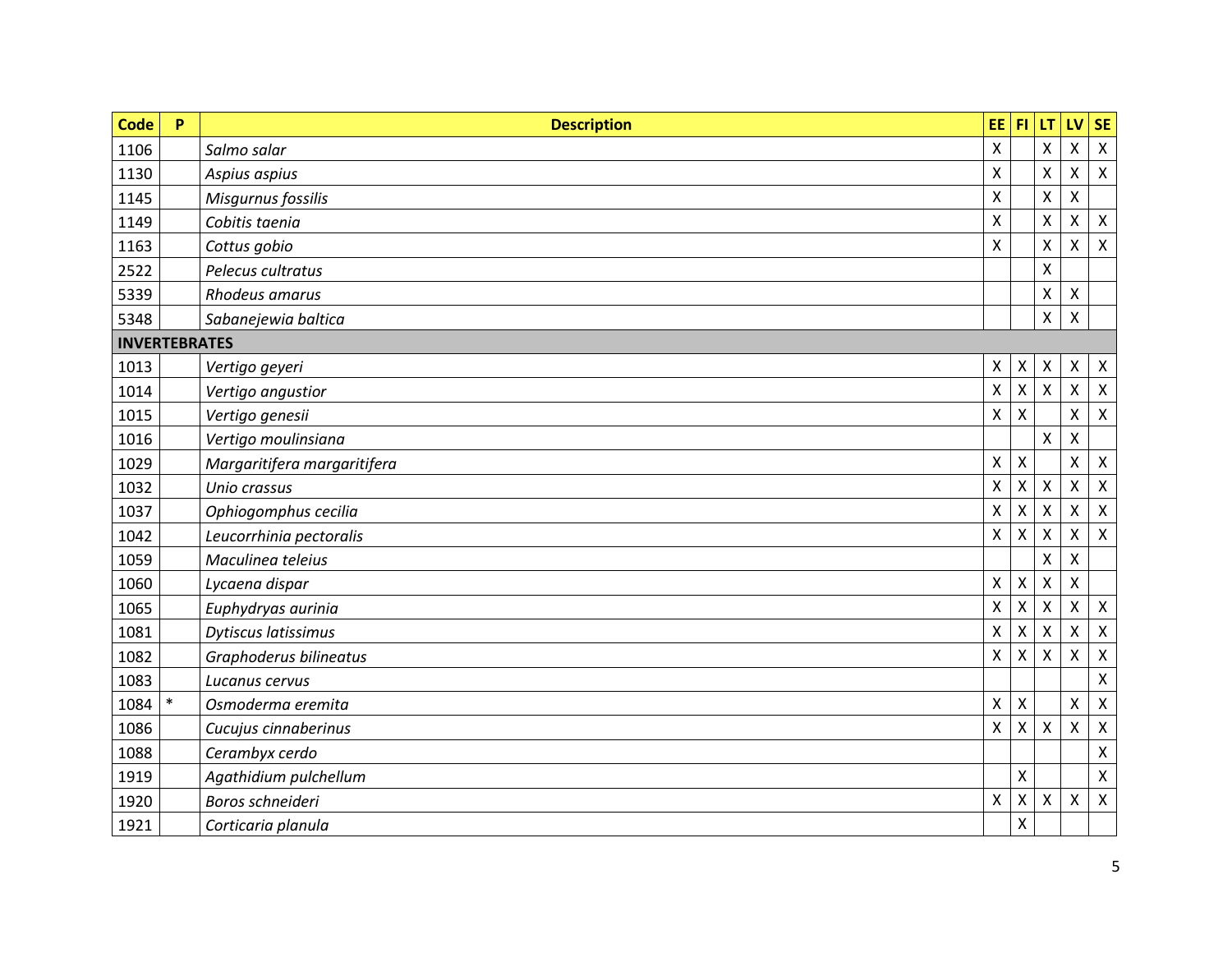| Code | P | Description | EE | FI | LT | LV | SE |
|---|---|---|---|---|---|---|---|
| 1106 | | *Salmo salar* | X | | X | X | X |
| 1130 | | *Aspius aspius* | X | | X | X | X |
| 1145 | | *Misgurnus fossilis* | X | | X | X | |
| 1149 | | *Cobitis taenia* | X | | X | X | X |
| 1163 | | *Cottus gobio* | X | | X | X | X |
| 2522 | | *Pelecus cultratus* | | | X | | |
| 5339 | | *Rhodeus amarus* | | | X | X | |
| 5348 | | *Sabanejewia baltica* | | | X | X | |
| **INVERTEBRATES** | | | | | | | |
| 1013 | | *Vertigo geyeri* | X | X | X | X | X |
| 1014 | | *Vertigo angustior* | X | X | X | X | X |
| 1015 | | *Vertigo genesii* | X | X | | X | X |
| 1016 | | *Vertigo moulinsiana* | | | X | X | |
| 1029 | | *Margaritifera margaritifera* | X | X | | X | X |
| 1032 | | *Unio crassus* | X | X | X | X | X |
| 1037 | | *Ophiogomphus cecilia* | X | X | X | X | X |
| 1042 | | *Leucorrhinia pectoralis* | X | X | X | X | X |
| 1059 | | *Maculinea teleius* | | | X | X | |
| 1060 | | *Lycaena dispar* | X | X | X | X | |
| 1065 | | *Euphydryas aurinia* | X | X | X | X | X |
| 1081 | | *Dytiscus latissimus* | X | X | X | X | X |
| 1082 | | *Graphoderus bilineatus* | X | X | X | X | X |
| 1083 | | *Lucanus cervus* | | | | | X |
| 1084 | * | *Osmoderma eremita* | X | X | | X | X |
| 1086 | | *Cucujus cinnaberinus* | X | X | X | X | X |
| 1088 | | *Cerambyx cerdo* | | | | | X |
| 1919 | | *Agathidium pulchellum* | | X | | | X |
| 1920 | | *Boros schneideri* | X | X | X | X | X |
| 1921 | | *Corticaria planula* | | X | | | |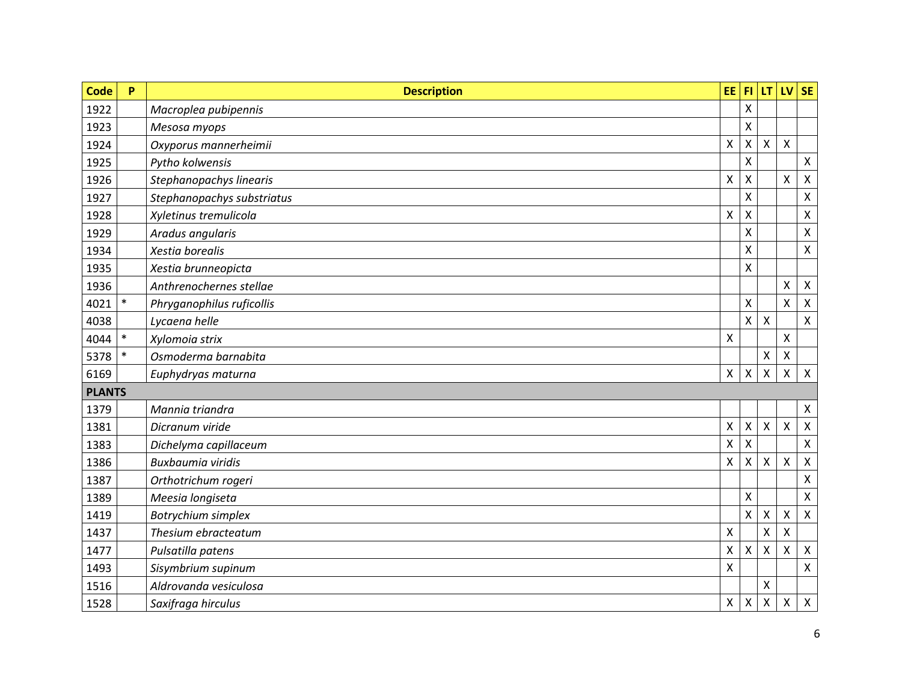| Code | P | Description | EE | FI | LT | LV | SE |
|---|---|---|---|---|---|---|---|
| 1922 | | *Macroplea pubipennis* | | X | | | |
| 1923 | | *Mesosa myops* | | X | | | |
| 1924 | | *Oxyporus mannerheimii* | X | X | X | X | |
| 1925 | | *Pytho kolwensis* | | X | | | X |
| 1926 | | *Stephanopachys linearis* | X | X | | X | X |
| 1927 | | *Stephanopachys substriatus* | | X | | | X |
| 1928 | | *Xyletinus tremulicola* | X | X | | | X |
| 1929 | | *Aradus angularis* | | X | | | X |
| 1934 | | *Xestia borealis* | | X | | | X |
| 1935 | | *Xestia brunneopicta* | | X | | | |
| 1936 | | *Anthrenochernes stellae* | | | | X | X |
| 4021 | * | *Phryganophilus ruficollis* | | X | | X | X |
| 4038 | | *Lycaena helle* | | X | X | | X |
| 4044 | * | *Xylomoia strix* | X | | | X | |
| 5378 | * | *Osmoderma barnabita* | | | X | X | |
| 6169 | | *Euphydryas maturna* | X | X | X | X | X |
| **PLANTS** | | | | | | | |
| 1379 | | *Mannia triandra* | | | | | X |
| 1381 | | *Dicranum viride* | X | X | X | X | X |
| 1383 | | *Dichelyma capillaceum* | X | X | | | X |
| 1386 | | *Buxbaumia viridis* | X | X | X | X | X |
| 1387 | | *Orthotrichum rogeri* | | | | | X |
| 1389 | | *Meesia longiseta* | | X | | | X |
| 1419 | | *Botrychium simplex* | | X | X | X | X |
| 1437 | | *Thesium ebracteatum* | X | | X | X | |
| 1477 | | *Pulsatilla patens* | X | X | X | X | X |
| 1493 | | *Sisymbrium supinum* | X | | | | X |
| 1516 | | *Aldrovanda vesiculosa* | | | X | | |
| 1528 | | *Saxifraga hirculus* | X | X | X | X | X |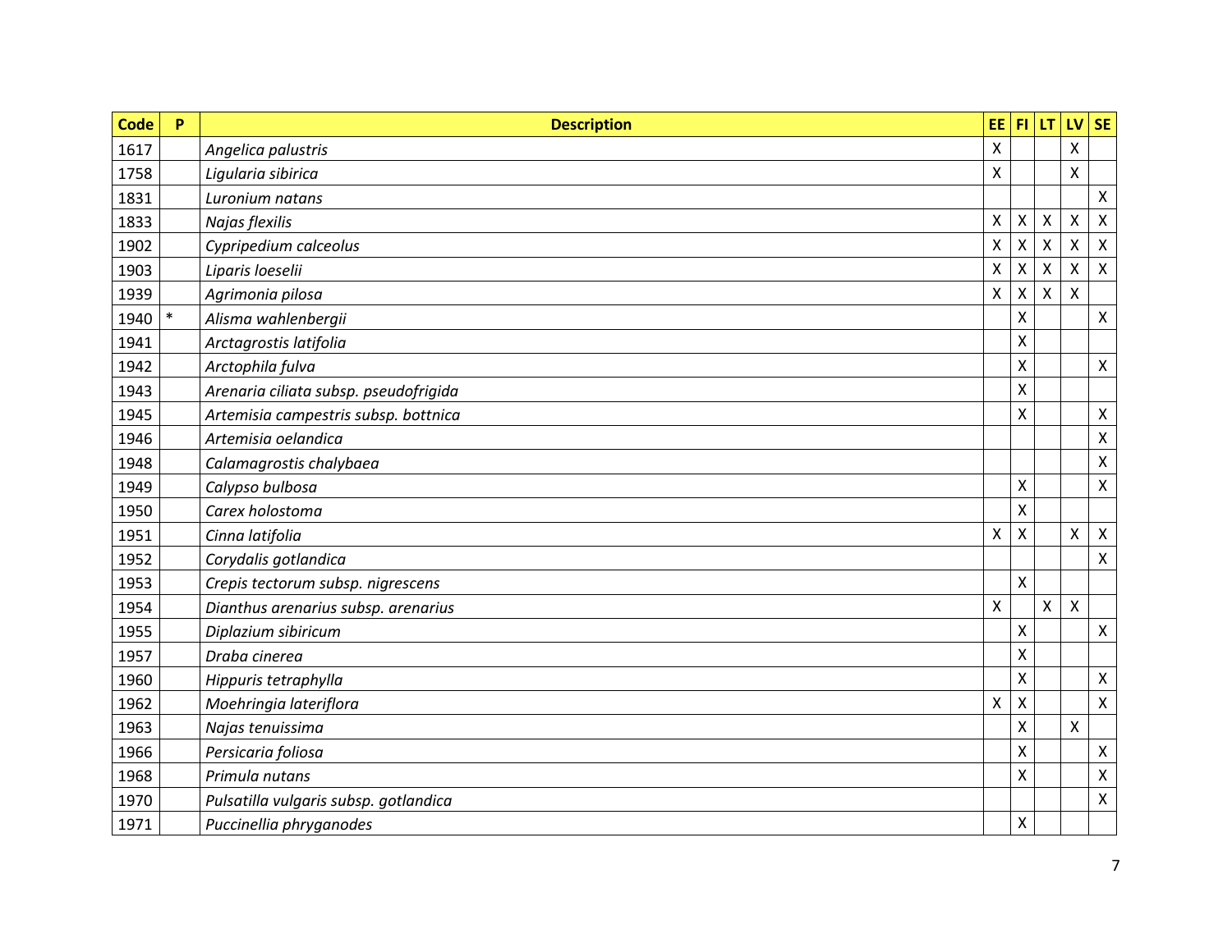| Code | P | Description | EE | FI | LT | LV | SE |
|---|---|---|---|---|---|---|---|
| 1617 | | *Angelica palustris* | X | | | X | |
| 1758 | | *Ligularia sibirica* | X | | | X | |
| 1831 | | *Luronium natans* | | | | | X |
| 1833 | | *Najas flexilis* | X | X | X | X | X |
| 1902 | | *Cypripedium calceolus* | X | X | X | X | X |
| 1903 | | *Liparis loeselii* | X | X | X | X | X |
| 1939 | | *Agrimonia pilosa* | X | X | X | X | |
| 1940 | * | *Alisma wahlenbergii* | | X | | | X |
| 1941 | | *Arctagrostis latifolia* | | X | | | |
| 1942 | | *Arctophila fulva* | | X | | | X |
| 1943 | | *Arenaria ciliata subsp. pseudofrigida* | | X | | | |
| 1945 | | *Artemisia campestris subsp. bottnica* | | X | | | X |
| 1946 | | *Artemisia oelandica* | | | | | X |
| 1948 | | *Calamagrostis chalybaea* | | | | | X |
| 1949 | | *Calypso bulbosa* | | X | | | X |
| 1950 | | *Carex holostoma* | | X | | | |
| 1951 | | *Cinna latifolia* | X | X | | X | X |
| 1952 | | *Corydalis gotlandica* | | | | | X |
| 1953 | | *Crepis tectorum subsp. nigrescens* | | X | | | |
| 1954 | | *Dianthus arenarius subsp. arenarius* | X | | X | X | |
| 1955 | | *Diplazium sibiricum* | | X | | | X |
| 1957 | | *Draba cinerea* | | X | | | |
| 1960 | | *Hippuris tetraphylla* | | X | | | X |
| 1962 | | *Moehringia lateriflora* | X | X | | | X |
| 1963 | | *Najas tenuissima* | | X | | X | |
| 1966 | | *Persicaria foliosa* | | X | | | X |
| 1968 | | *Primula nutans* | | X | | | X |
| 1970 | | *Pulsatilla vulgaris subsp. gotlandica* | | | | | X |
| 1971 | | *Puccinellia phryganodes* | | X | | | |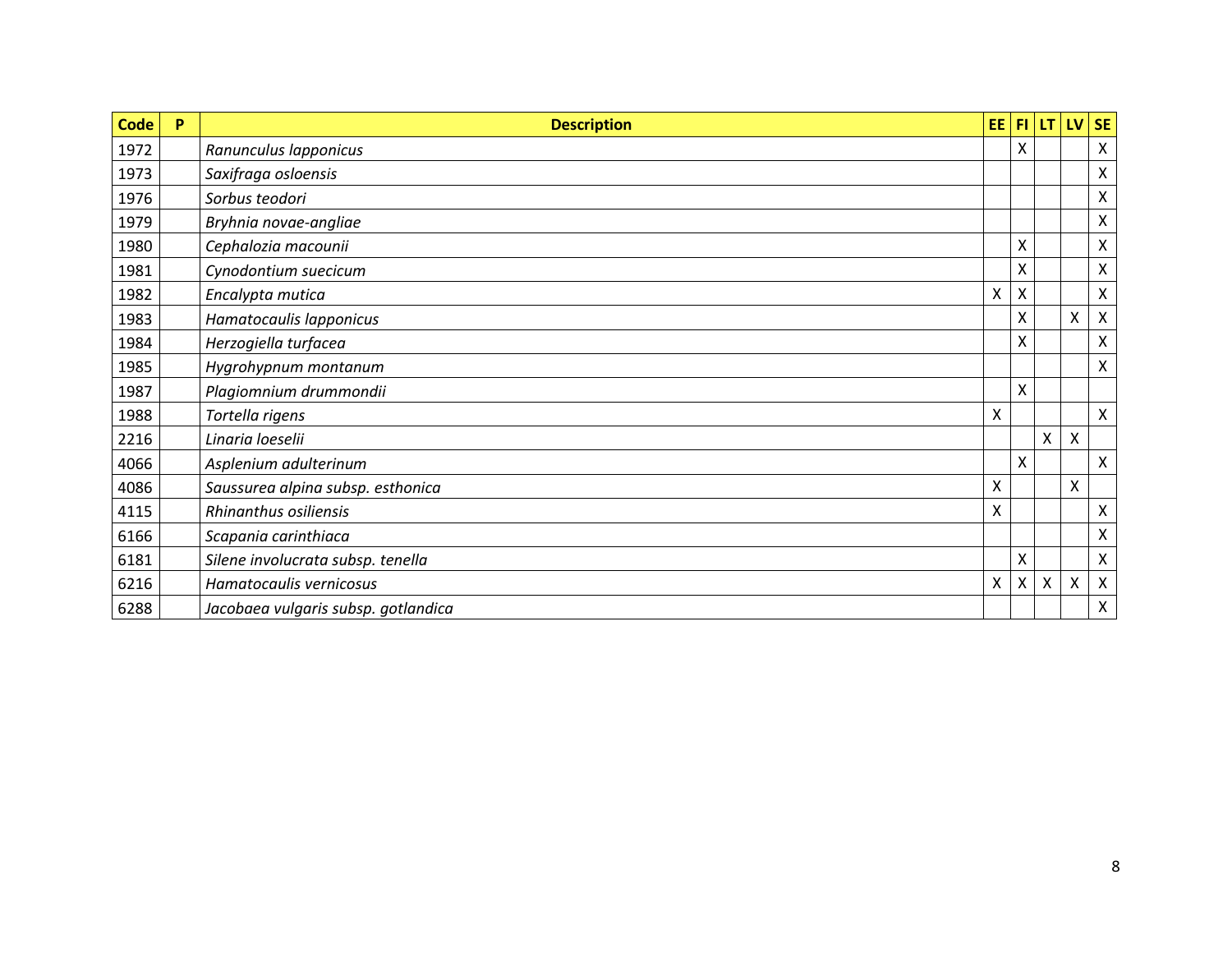| Code | P | Description | EE | FI | LT | LV | SE |
|---|---|---|---|---|---|---|---|
| 1972 | | *Ranunculus lapponicus* | | X | | | X |
| 1973 | | *Saxifraga osloensis* | | | | | X |
| 1976 | | *Sorbus teodori* | | | | | X |
| 1979 | | *Bryhnia novae-angliae* | | | | | X |
| 1980 | | *Cephalozia macounii* | | X | | | X |
| 1981 | | *Cynodontium suecicum* | | X | | | X |
| 1982 | | *Encalypta mutica* | X | X | | | X |
| 1983 | | *Hamatocaulis lapponicus* | | X | | X | X |
| 1984 | | *Herzogiella turfacea* | | X | | | X |
| 1985 | | *Hygrohypnum montanum* | | | | | X |
| 1987 | | *Plagiomnium drummondii* | | X | | | |
| 1988 | | *Tortella rigens* | X | | | | X |
| 2216 | | *Linaria loeselii* | | | X | X | |
| 4066 | | *Asplenium adulterinum* | | X | | | X |
| 4086 | | *Saussurea alpina subsp. esthonica* | X | | | X | |
| 4115 | | *Rhinanthus osiliensis* | X | | | | X |
| 6166 | | *Scapania carinthiaca* | | | | | X |
| 6181 | | *Silene involucrata subsp. tenella* | | X | | | X |
| 6216 | | *Hamatocaulis vernicosus* | X | X | X | X | X |
| 6288 | | *Jacobaea vulgaris subsp. gotlandica* | | | | | X |